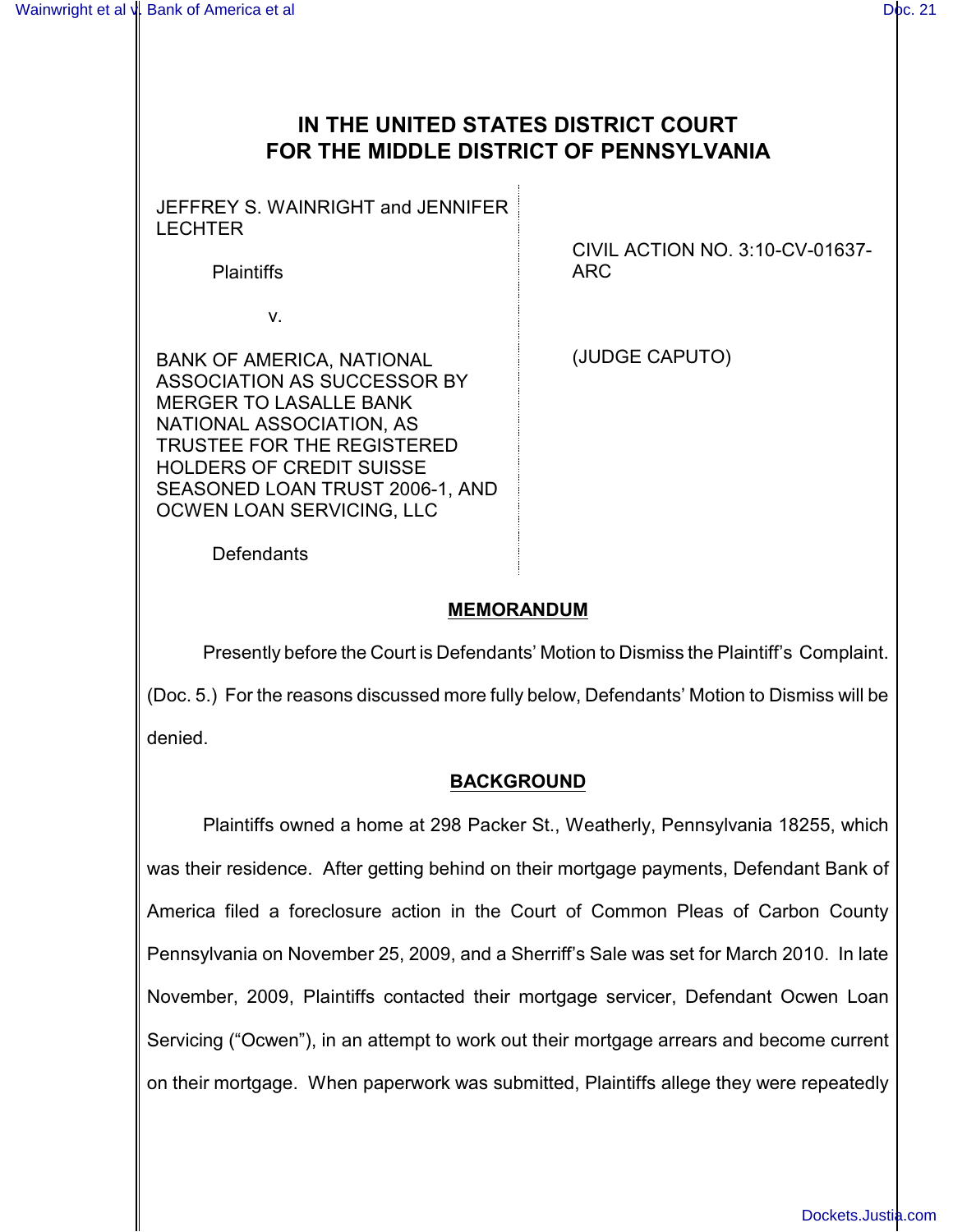# IN THE UNITED STATES DISTRICT COURT FOR THE MIDDLE DISTRICT OF PENNSYLVANIA

| | |
|---|---|
| JEFFREY S. WAINRIGHT and JENNIFER LECHTER<br><br>Plaintiffs<br><br>v.<br><br>BANK OF AMERICA, NATIONAL ASSOCIATION AS SUCCESSOR BY MERGER TO LASALLE BANK NATIONAL ASSOCIATION, AS TRUSTEE FOR THE REGISTERED HOLDERS OF CREDIT SUISSE SEASONED LOAN TRUST 2006-1, AND OCWEN LOAN SERVICING, LLC<br><br>Defendants | CIVIL ACTION NO. 3:10-CV-01637-ARC<br><br>(JUDGE CAPUTO) |

## MEMORANDUM

Presently before the Court is Defendants' Motion to Dismiss the Plaintiff's Complaint. (Doc. 5.) For the reasons discussed more fully below, Defendants' Motion to Dismiss will be denied.

## BACKGROUND

Plaintiffs owned a home at 298 Packer St., Weatherly, Pennsylvania 18255, which was their residence. After getting behind on their mortgage payments, Defendant Bank of America filed a foreclosure action in the Court of Common Pleas of Carbon County Pennsylvania on November 25, 2009, and a Sherriff's Sale was set for March 2010. In late November, 2009, Plaintiffs contacted their mortgage servicer, Defendant Ocwen Loan Servicing ("Ocwen"), in an attempt to work out their mortgage arrears and become current on their mortgage. When paperwork was submitted, Plaintiffs allege they were repeatedly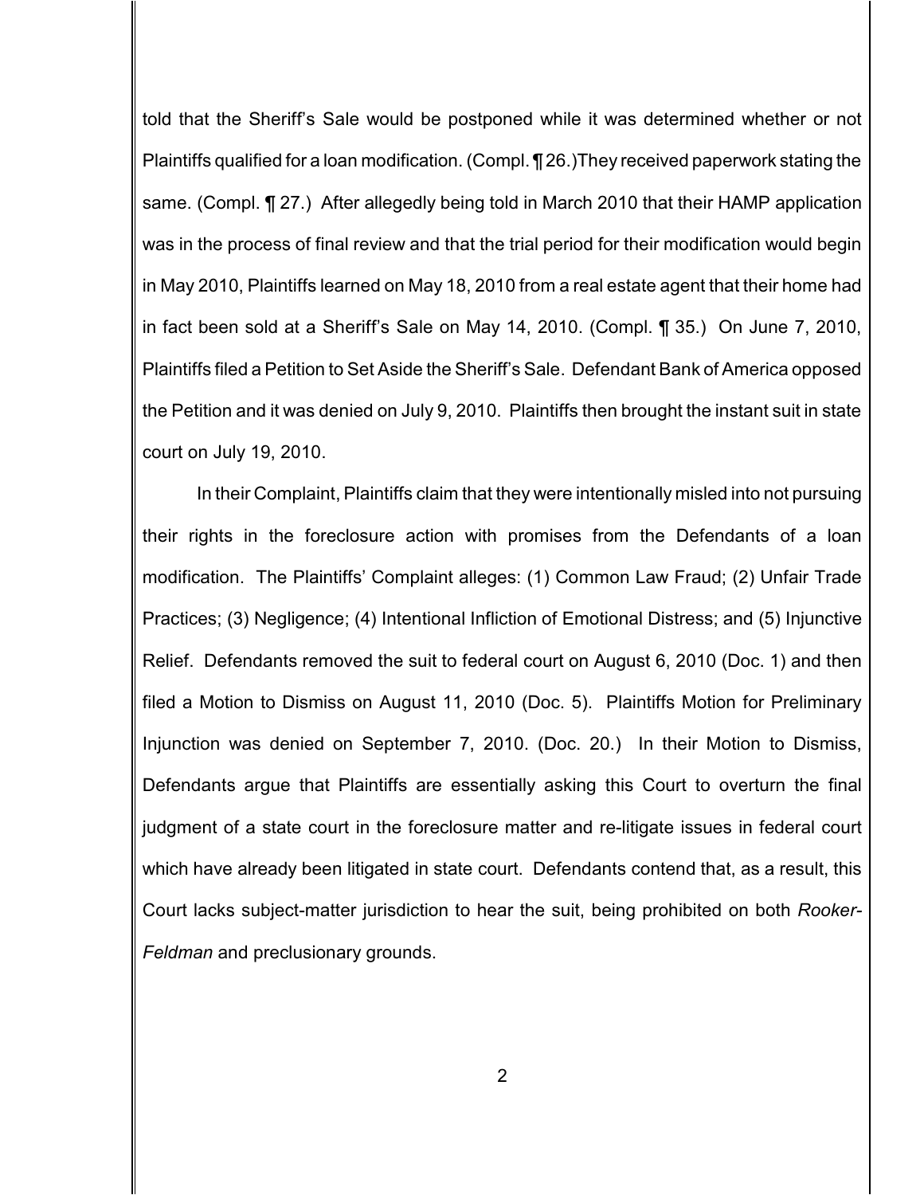told that the Sheriff's Sale would be postponed while it was determined whether or not Plaintiffs qualified for a loan modification. (Compl. ¶ 26.)They received paperwork stating the same. (Compl. ¶ 27.) After allegedly being told in March 2010 that their HAMP application was in the process of final review and that the trial period for their modification would begin in May 2010, Plaintiffs learned on May 18, 2010 from a real estate agent that their home had in fact been sold at a Sheriff's Sale on May 14, 2010. (Compl. ¶ 35.) On June 7, 2010, Plaintiffs filed a Petition to Set Aside the Sheriff's Sale. Defendant Bank of America opposed the Petition and it was denied on July 9, 2010. Plaintiffs then brought the instant suit in state court on July 19, 2010.

In their Complaint, Plaintiffs claim that they were intentionally misled into not pursuing their rights in the foreclosure action with promises from the Defendants of a loan modification. The Plaintiffs' Complaint alleges: (1) Common Law Fraud; (2) Unfair Trade Practices; (3) Negligence; (4) Intentional Infliction of Emotional Distress; and (5) Injunctive Relief. Defendants removed the suit to federal court on August 6, 2010 (Doc. 1) and then filed a Motion to Dismiss on August 11, 2010 (Doc. 5). Plaintiffs Motion for Preliminary Injunction was denied on September 7, 2010. (Doc. 20.) In their Motion to Dismiss, Defendants argue that Plaintiffs are essentially asking this Court to overturn the final judgment of a state court in the foreclosure matter and re-litigate issues in federal court which have already been litigated in state court. Defendants contend that, as a result, this Court lacks subject-matter jurisdiction to hear the suit, being prohibited on both *Rooker-Feldman* and preclusionary grounds.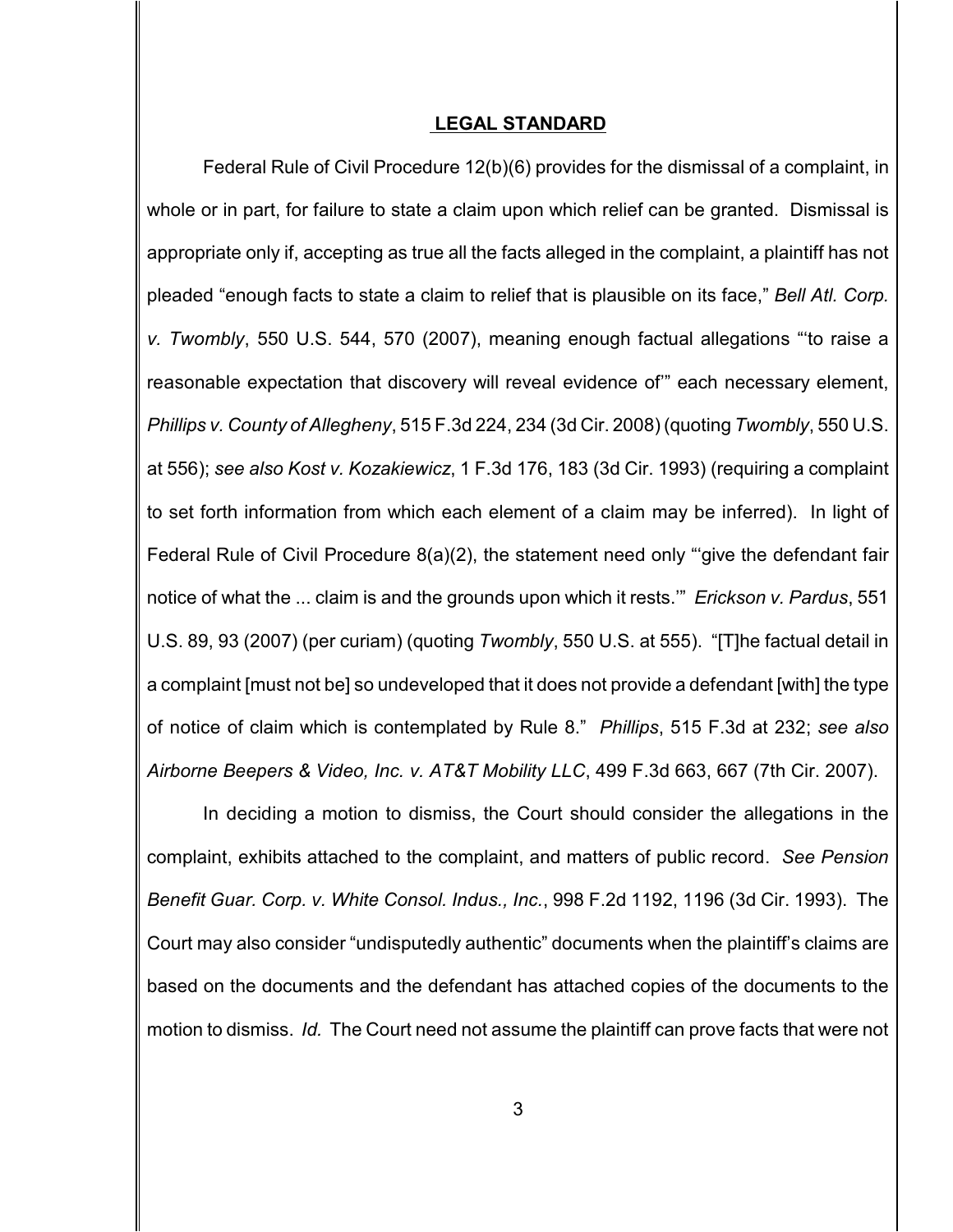## LEGAL STANDARD

Federal Rule of Civil Procedure 12(b)(6) provides for the dismissal of a complaint, in whole or in part, for failure to state a claim upon which relief can be granted. Dismissal is appropriate only if, accepting as true all the facts alleged in the complaint, a plaintiff has not pleaded "enough facts to state a claim to relief that is plausible on its face," *Bell Atl. Corp. v. Twombly*, 550 U.S. 544, 570 (2007), meaning enough factual allegations "'to raise a reasonable expectation that discovery will reveal evidence of'" each necessary element, *Phillips v. County of Allegheny*, 515 F.3d 224, 234 (3d Cir. 2008) (quoting *Twombly*, 550 U.S. at 556); *see also Kost v. Kozakiewicz*, 1 F.3d 176, 183 (3d Cir. 1993) (requiring a complaint to set forth information from which each element of a claim may be inferred). In light of Federal Rule of Civil Procedure 8(a)(2), the statement need only "'give the defendant fair notice of what the ... claim is and the grounds upon which it rests.'" *Erickson v. Pardus*, 551 U.S. 89, 93 (2007) (per curiam) (quoting *Twombly*, 550 U.S. at 555). "[T]he factual detail in a complaint [must not be] so undeveloped that it does not provide a defendant [with] the type of notice of claim which is contemplated by Rule 8." *Phillips*, 515 F.3d at 232; *see also Airborne Beepers & Video, Inc. v. AT&T Mobility LLC*, 499 F.3d 663, 667 (7th Cir. 2007).

In deciding a motion to dismiss, the Court should consider the allegations in the complaint, exhibits attached to the complaint, and matters of public record. *See Pension Benefit Guar. Corp. v. White Consol. Indus., Inc.*, 998 F.2d 1192, 1196 (3d Cir. 1993). The Court may also consider "undisputedly authentic" documents when the plaintiff's claims are based on the documents and the defendant has attached copies of the documents to the motion to dismiss. *Id.* The Court need not assume the plaintiff can prove facts that were not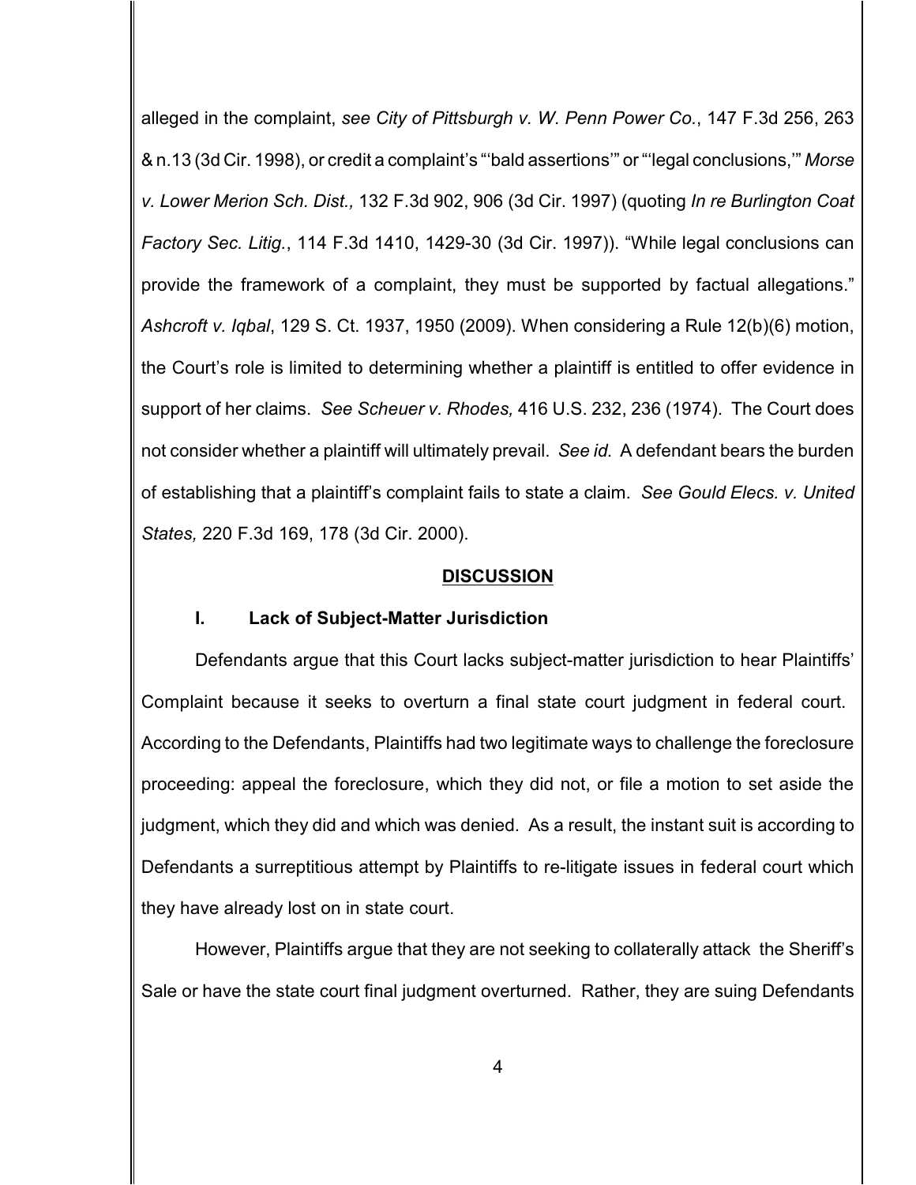alleged in the complaint, *see City of Pittsburgh v. W. Penn Power Co.*, 147 F.3d 256, 263 & n.13 (3d Cir. 1998), or credit a complaint's "'bald assertions'" or "'legal conclusions,'" *Morse v. Lower Merion Sch. Dist.,* 132 F.3d 902, 906 (3d Cir. 1997) (quoting *In re Burlington Coat Factory Sec. Litig.*, 114 F.3d 1410, 1429-30 (3d Cir. 1997)). "While legal conclusions can provide the framework of a complaint, they must be supported by factual allegations." *Ashcroft v. Iqbal*, 129 S. Ct. 1937, 1950 (2009). When considering a Rule 12(b)(6) motion, the Court's role is limited to determining whether a plaintiff is entitled to offer evidence in support of her claims. *See Scheuer v. Rhodes,* 416 U.S. 232, 236 (1974). The Court does not consider whether a plaintiff will ultimately prevail. *See id.* A defendant bears the burden of establishing that a plaintiff's complaint fails to state a claim. *See Gould Elecs. v. United States,* 220 F.3d 169, 178 (3d Cir. 2000).

## DISCUSSION

### I. Lack of Subject-Matter Jurisdiction

Defendants argue that this Court lacks subject-matter jurisdiction to hear Plaintiffs' Complaint because it seeks to overturn a final state court judgment in federal court. According to the Defendants, Plaintiffs had two legitimate ways to challenge the foreclosure proceeding: appeal the foreclosure, which they did not, or file a motion to set aside the judgment, which they did and which was denied. As a result, the instant suit is according to Defendants a surreptitious attempt by Plaintiffs to re-litigate issues in federal court which they have already lost on in state court.

However, Plaintiffs argue that they are not seeking to collaterally attack the Sheriff's Sale or have the state court final judgment overturned. Rather, they are suing Defendants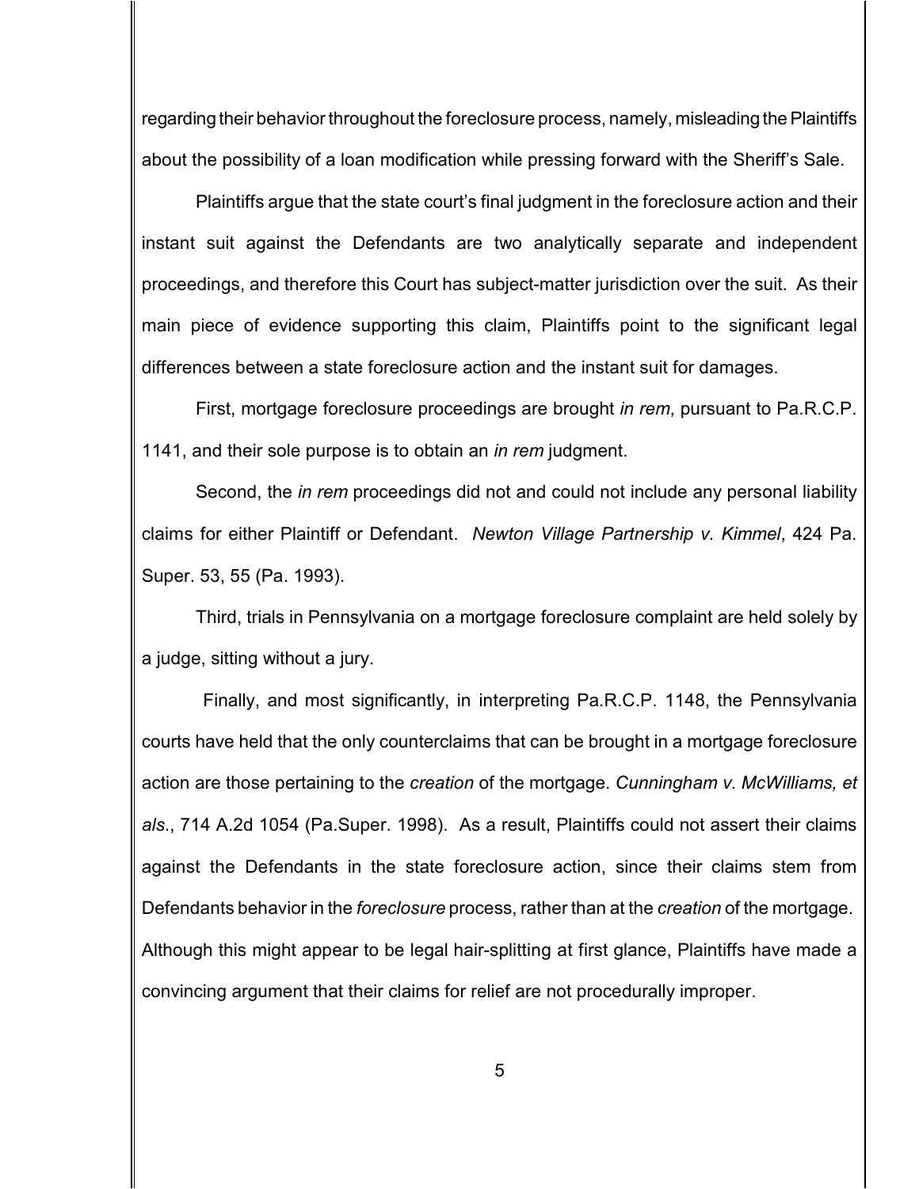regarding their behavior throughout the foreclosure process, namely, misleading the Plaintiffs about the possibility of a loan modification while pressing forward with the Sheriff's Sale.

Plaintiffs argue that the state court's final judgment in the foreclosure action and their instant suit against the Defendants are two analytically separate and independent proceedings, and therefore this Court has subject-matter jurisdiction over the suit. As their main piece of evidence supporting this claim, Plaintiffs point to the significant legal differences between a state foreclosure action and the instant suit for damages.

First, mortgage foreclosure proceedings are brought *in rem*, pursuant to Pa.R.C.P. 1141, and their sole purpose is to obtain an *in rem* judgment.

Second, the *in rem* proceedings did not and could not include any personal liability claims for either Plaintiff or Defendant. *Newton Village Partnership v. Kimmel*, 424 Pa. Super. 53, 55 (Pa. 1993).

Third, trials in Pennsylvania on a mortgage foreclosure complaint are held solely by a judge, sitting without a jury.

Finally, and most significantly, in interpreting Pa.R.C.P. 1148, the Pennsylvania courts have held that the only counterclaims that can be brought in a mortgage foreclosure action are those pertaining to the *creation* of the mortgage. *Cunningham v. McWilliams, et als*., 714 A.2d 1054 (Pa.Super. 1998). As a result, Plaintiffs could not assert their claims against the Defendants in the state foreclosure action, since their claims stem from Defendants behavior in the *foreclosure* process, rather than at the *creation* of the mortgage. Although this might appear to be legal hair-splitting at first glance, Plaintiffs have made a convincing argument that their claims for relief are not procedurally improper.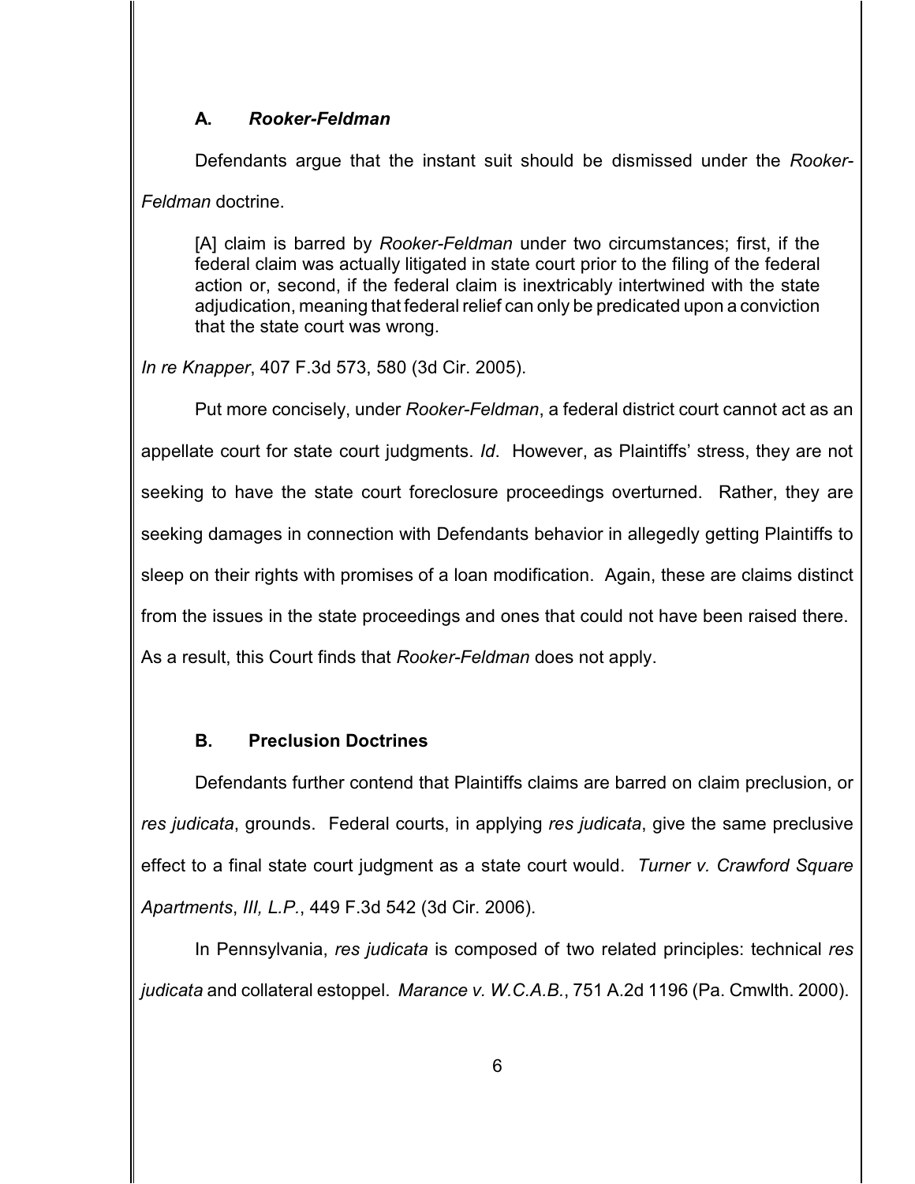### A. *Rooker-Feldman*

Defendants argue that the instant suit should be dismissed under the *Rooker-Feldman* doctrine.

> [A] claim is barred by *Rooker-Feldman* under two circumstances; first, if the federal claim was actually litigated in state court prior to the filing of the federal action or, second, if the federal claim is inextricably intertwined with the state adjudication, meaning that federal relief can only be predicated upon a conviction that the state court was wrong.

*In re Knapper*, 407 F.3d 573, 580 (3d Cir. 2005).

Put more concisely, under *Rooker-Feldman*, a federal district court cannot act as an appellate court for state court judgments. *Id*. However, as Plaintiffs' stress, they are not seeking to have the state court foreclosure proceedings overturned. Rather, they are seeking damages in connection with Defendants behavior in allegedly getting Plaintiffs to sleep on their rights with promises of a loan modification. Again, these are claims distinct from the issues in the state proceedings and ones that could not have been raised there. As a result, this Court finds that *Rooker-Feldman* does not apply.

### B. Preclusion Doctrines

Defendants further contend that Plaintiffs claims are barred on claim preclusion, or *res judicata*, grounds. Federal courts, in applying *res judicata*, give the same preclusive effect to a final state court judgment as a state court would. *Turner v. Crawford Square Apartments, III, L.P.*, 449 F.3d 542 (3d Cir. 2006).

In Pennsylvania, *res judicata* is composed of two related principles: technical *res judicata* and collateral estoppel. *Marance v. W.C.A.B.*, 751 A.2d 1196 (Pa. Cmwlth. 2000).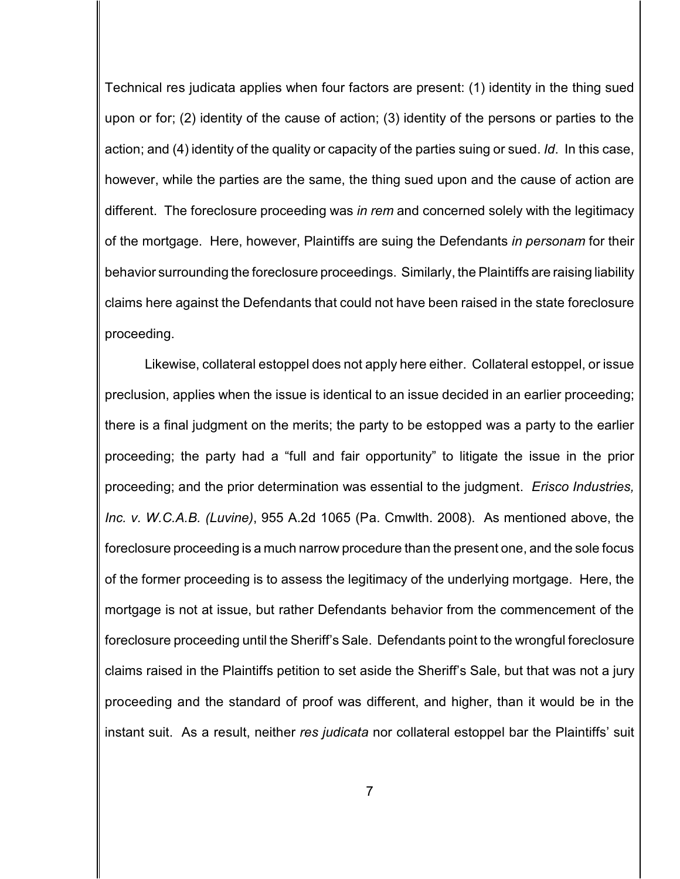Technical res judicata applies when four factors are present: (1) identity in the thing sued upon or for; (2) identity of the cause of action; (3) identity of the persons or parties to the action; and (4) identity of the quality or capacity of the parties suing or sued. *Id*. In this case, however, while the parties are the same, the thing sued upon and the cause of action are different. The foreclosure proceeding was *in rem* and concerned solely with the legitimacy of the mortgage. Here, however, Plaintiffs are suing the Defendants *in personam* for their behavior surrounding the foreclosure proceedings. Similarly, the Plaintiffs are raising liability claims here against the Defendants that could not have been raised in the state foreclosure proceeding.

Likewise, collateral estoppel does not apply here either. Collateral estoppel, or issue preclusion, applies when the issue is identical to an issue decided in an earlier proceeding; there is a final judgment on the merits; the party to be estopped was a party to the earlier proceeding; the party had a "full and fair opportunity" to litigate the issue in the prior proceeding; and the prior determination was essential to the judgment. *Erisco Industries, Inc. v. W.C.A.B. (Luvine)*, 955 A.2d 1065 (Pa. Cmwlth. 2008). As mentioned above, the foreclosure proceeding is a much narrow procedure than the present one, and the sole focus of the former proceeding is to assess the legitimacy of the underlying mortgage. Here, the mortgage is not at issue, but rather Defendants behavior from the commencement of the foreclosure proceeding until the Sheriff's Sale. Defendants point to the wrongful foreclosure claims raised in the Plaintiffs petition to set aside the Sheriff's Sale, but that was not a jury proceeding and the standard of proof was different, and higher, than it would be in the instant suit. As a result, neither *res judicata* nor collateral estoppel bar the Plaintiffs' suit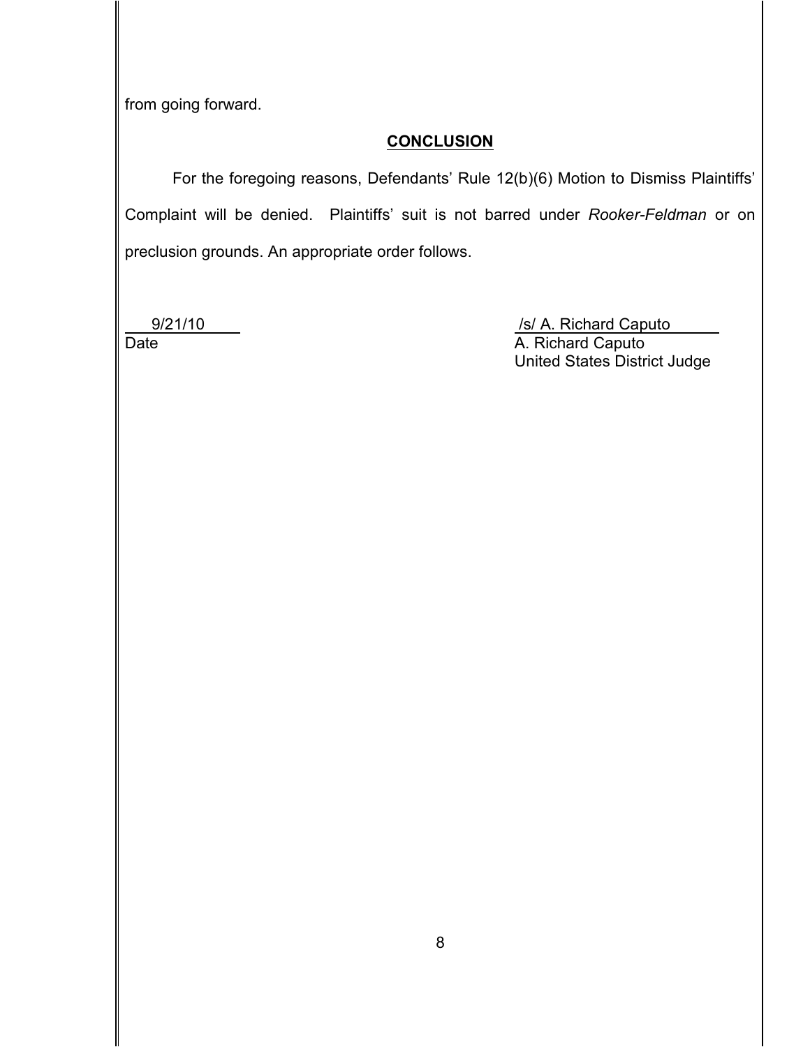from going forward.

## CONCLUSION

For the foregoing reasons, Defendants' Rule 12(b)(6) Motion to Dismiss Plaintiffs' Complaint will be denied. Plaintiffs' suit is not barred under *Rooker-Feldman* or on preclusion grounds. An appropriate order follows.

9/21/10
Date

/s/ A. Richard Caputo
A. Richard Caputo
United States District Judge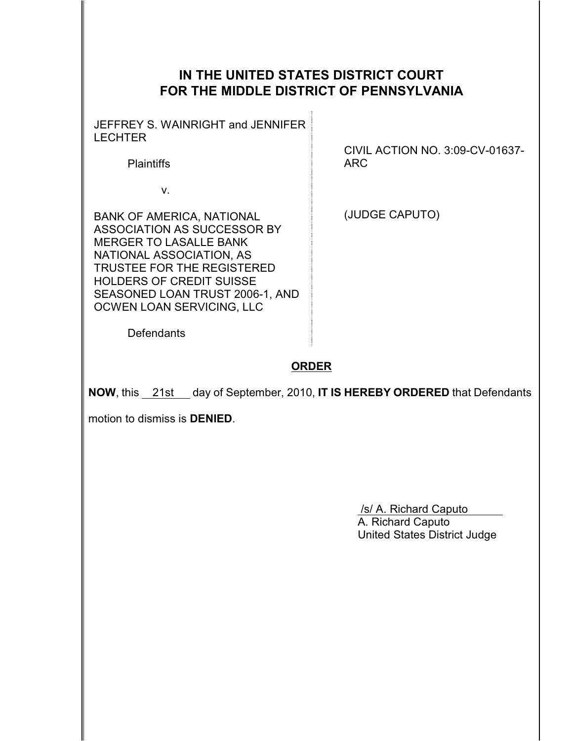# IN THE UNITED STATES DISTRICT COURT FOR THE MIDDLE DISTRICT OF PENNSYLVANIA

| | |
|---|---|
| JEFFREY S. WAINRIGHT and JENNIFER LECHTER<br><br>Plaintiffs<br><br>v.<br><br>BANK OF AMERICA, NATIONAL ASSOCIATION AS SUCCESSOR BY MERGER TO LASALLE BANK NATIONAL ASSOCIATION, AS TRUSTEE FOR THE REGISTERED HOLDERS OF CREDIT SUISSE SEASONED LOAN TRUST 2006-1, AND OCWEN LOAN SERVICING, LLC<br><br>Defendants | CIVIL ACTION NO. 3:09-CV-01637-ARC<br><br>(JUDGE CAPUTO) |

**ORDER**

**NOW**, this 21st day of September, 2010, **IT IS HEREBY ORDERED** that Defendants motion to dismiss is **DENIED**.

/s/ A. Richard Caputo
A. Richard Caputo
United States District Judge